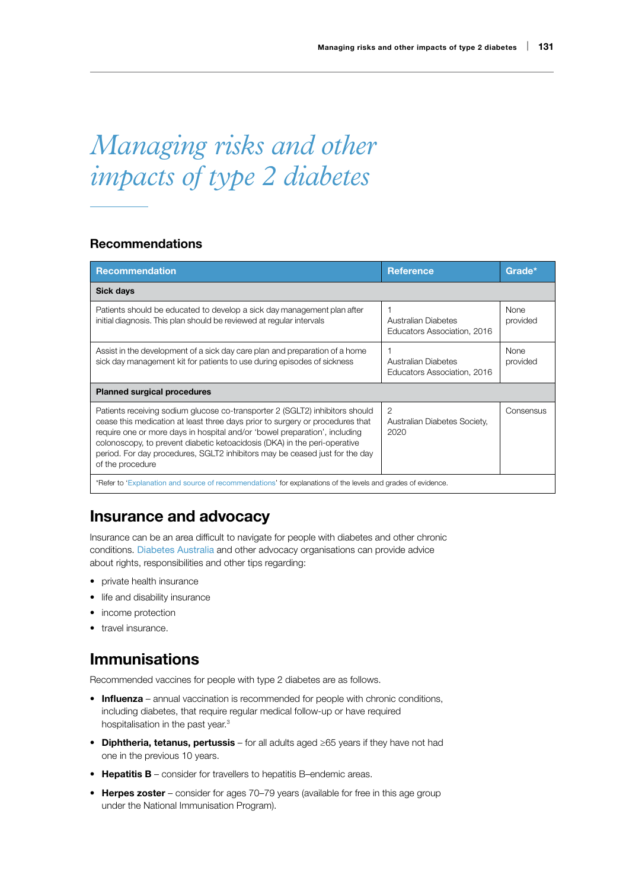# *Managing risks and other impacts of type 2 diabetes*

## Recommendations

| Recommendation | Reference | Grade* |
|---|---|---|
| **Sick days** | | |
| Patients should be educated to develop a sick day management plan after initial diagnosis. This plan should be reviewed at regular intervals | 1 Australian Diabetes Educators Association, 2016 | None provided |
| Assist in the development of a sick day care plan and preparation of a home sick day management kit for patients to use during episodes of sickness | 1 Australian Diabetes Educators Association, 2016 | None provided |
| **Planned surgical procedures** | | |
| Patients receiving sodium glucose co-transporter 2 (SGLT2) inhibitors should cease this medication at least three days prior to surgery or procedures that require one or more days in hospital and/or 'bowel preparation', including colonoscopy, to prevent diabetic ketoacidosis (DKA) in the peri-operative period. For day procedures, SGLT2 inhibitors may be ceased just for the day of the procedure | 2 Australian Diabetes Society, 2020 | Consensus |
| *Refer to 'Explanation and source of recommendations' for explanations of the levels and grades of evidence. | | |

## Insurance and advocacy

Insurance can be an area difficult to navigate for people with diabetes and other chronic conditions. Diabetes Australia and other advocacy organisations can provide advice about rights, responsibilities and other tips regarding:

- private health insurance
- life and disability insurance
- income protection
- travel insurance.

## Immunisations

Recommended vaccines for people with type 2 diabetes are as follows.

- **Influenza** – annual vaccination is recommended for people with chronic conditions, including diabetes, that require regular medical follow-up or have required hospitalisation in the past year.[3]
- **Diphtheria, tetanus, pertussis** – for all adults aged ≥65 years if they have not had one in the previous 10 years.
- **Hepatitis B** – consider for travellers to hepatitis B–endemic areas.
- **Herpes zoster** – consider for ages 70–79 years (available for free in this age group under the National Immunisation Program).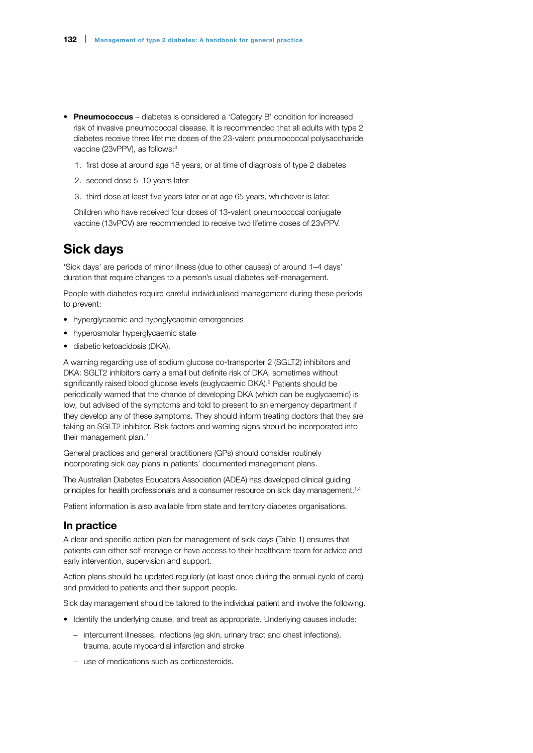- **Pneumococcus** – diabetes is considered a 'Category B' condition for increased risk of invasive pneumococcal disease. It is recommended that all adults with type 2 diabetes receive three lifetime doses of the 23-valent pneumococcal polysaccharide vaccine (23vPPV), as follows:[3]
  1. first dose at around age 18 years, or at time of diagnosis of type 2 diabetes
  2. second dose 5–10 years later
  3. third dose at least five years later or at age 65 years, whichever is later.

  Children who have received four doses of 13-valent pneumococcal conjugate vaccine (13vPCV) are recommended to receive two lifetime doses of 23vPPV.

## Sick days

'Sick days' are periods of minor illness (due to other causes) of around 1–4 days' duration that require changes to a person's usual diabetes self-management.

People with diabetes require careful individualised management during these periods to prevent:

- hyperglycaemic and hypoglycaemic emergencies
- hyperosmolar hyperglycaemic state
- diabetic ketoacidosis (DKA).

A warning regarding use of sodium glucose co-transporter 2 (SGLT2) inhibitors and DKA: SGLT2 inhibitors carry a small but definite risk of DKA, sometimes without significantly raised blood glucose levels (euglycaemic DKA).[2] Patients should be periodically warned that the chance of developing DKA (which can be euglycaemic) is low, but advised of the symptoms and told to present to an emergency department if they develop any of these symptoms. They should inform treating doctors that they are taking an SGLT2 inhibitor. Risk factors and warning signs should be incorporated into their management plan.[2]

General practices and general practitioners (GPs) should consider routinely incorporating sick day plans in patients' documented management plans.

The Australian Diabetes Educators Association (ADEA) has developed clinical guiding principles for health professionals and a consumer resource on sick day management.[1,4]

Patient information is also available from state and territory diabetes organisations.

### In practice

A clear and specific action plan for management of sick days (Table 1) ensures that patients can either self-manage or have access to their healthcare team for advice and early intervention, supervision and support.

Action plans should be updated regularly (at least once during the annual cycle of care) and provided to patients and their support people.

Sick day management should be tailored to the individual patient and involve the following.

- Identify the underlying cause, and treat as appropriate. Underlying causes include:
  - intercurrent illnesses, infections (eg skin, urinary tract and chest infections), trauma, acute myocardial infarction and stroke
  - use of medications such as corticosteroids.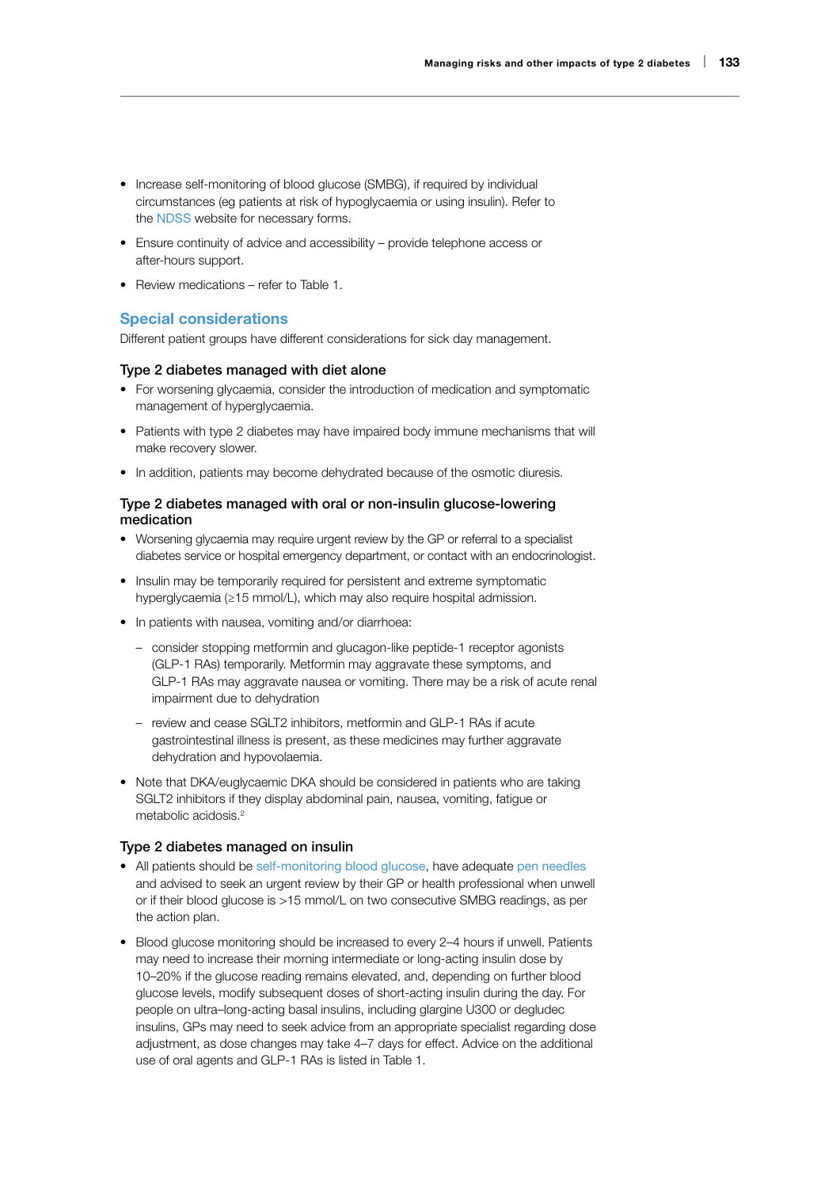- Increase self-monitoring of blood glucose (SMBG), if required by individual circumstances (eg patients at risk of hypoglycaemia or using insulin). Refer to the NDSS website for necessary forms.
- Ensure continuity of advice and accessibility – provide telephone access or after-hours support.
- Review medications – refer to Table 1.

## Special considerations

Different patient groups have different considerations for sick day management.

### Type 2 diabetes managed with diet alone

- For worsening glycaemia, consider the introduction of medication and symptomatic management of hyperglycaemia.
- Patients with type 2 diabetes may have impaired body immune mechanisms that will make recovery slower.
- In addition, patients may become dehydrated because of the osmotic diuresis.

### Type 2 diabetes managed with oral or non-insulin glucose-lowering medication

- Worsening glycaemia may require urgent review by the GP or referral to a specialist diabetes service or hospital emergency department, or contact with an endocrinologist.
- Insulin may be temporarily required for persistent and extreme symptomatic hyperglycaemia (≥15 mmol/L), which may also require hospital admission.
- In patients with nausea, vomiting and/or diarrhoea:
  - consider stopping metformin and glucagon-like peptide-1 receptor agonists (GLP-1 RAs) temporarily. Metformin may aggravate these symptoms, and GLP-1 RAs may aggravate nausea or vomiting. There may be a risk of acute renal impairment due to dehydration
  - review and cease SGLT2 inhibitors, metformin and GLP-1 RAs if acute gastrointestinal illness is present, as these medicines may further aggravate dehydration and hypovolaemia.
- Note that DKA/euglycaemic DKA should be considered in patients who are taking SGLT2 inhibitors if they display abdominal pain, nausea, vomiting, fatigue or metabolic acidosis.[2]

### Type 2 diabetes managed on insulin

- All patients should be self-monitoring blood glucose, have adequate pen needles and advised to seek an urgent review by their GP or health professional when unwell or if their blood glucose is >15 mmol/L on two consecutive SMBG readings, as per the action plan.
- Blood glucose monitoring should be increased to every 2–4 hours if unwell. Patients may need to increase their morning intermediate or long-acting insulin dose by 10–20% if the glucose reading remains elevated, and, depending on further blood glucose levels, modify subsequent doses of short-acting insulin during the day. For people on ultra–long-acting basal insulins, including glargine U300 or degludec insulins, GPs may need to seek advice from an appropriate specialist regarding dose adjustment, as dose changes may take 4–7 days for effect. Advice on the additional use of oral agents and GLP-1 RAs is listed in Table 1.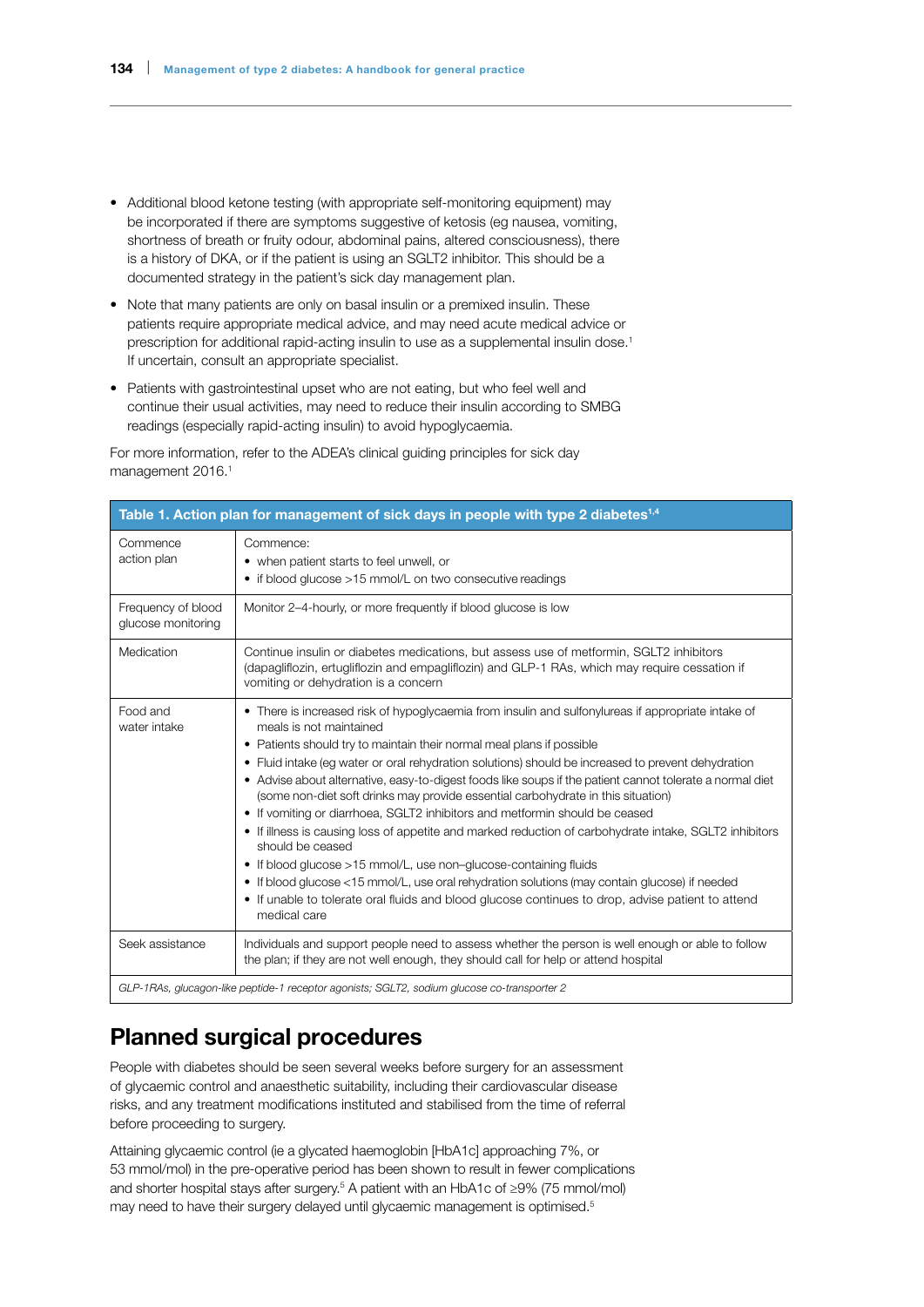- Additional blood ketone testing (with appropriate self-monitoring equipment) may be incorporated if there are symptoms suggestive of ketosis (eg nausea, vomiting, shortness of breath or fruity odour, abdominal pains, altered consciousness), there is a history of DKA, or if the patient is using an SGLT2 inhibitor. This should be a documented strategy in the patient's sick day management plan.
- Note that many patients are only on basal insulin or a premixed insulin. These patients require appropriate medical advice, and may need acute medical advice or prescription for additional rapid-acting insulin to use as a supplemental insulin dose.[1] If uncertain, consult an appropriate specialist.
- Patients with gastrointestinal upset who are not eating, but who feel well and continue their usual activities, may need to reduce their insulin according to SMBG readings (especially rapid-acting insulin) to avoid hypoglycaemia.

For more information, refer to the ADEA's clinical guiding principles for sick day management 2016.[1]

**Table 1. Action plan for management of sick days in people with type 2 diabetes[1,4]**

| | |
|---|---|
| Commence action plan | Commence:<br>• when patient starts to feel unwell, or<br>• if blood glucose >15 mmol/L on two consecutive readings |
| Frequency of blood glucose monitoring | Monitor 2–4-hourly, or more frequently if blood glucose is low |
| Medication | Continue insulin or diabetes medications, but assess use of metformin, SGLT2 inhibitors (dapagliflozin, ertugliflozin and empagliflozin) and GLP-1 RAs, which may require cessation if vomiting or dehydration is a concern |
| Food and water intake | • There is increased risk of hypoglycaemia from insulin and sulfonylureas if appropriate intake of meals is not maintained<br>• Patients should try to maintain their normal meal plans if possible<br>• Fluid intake (eg water or oral rehydration solutions) should be increased to prevent dehydration<br>• Advise about alternative, easy-to-digest foods like soups if the patient cannot tolerate a normal diet (some non-diet soft drinks may provide essential carbohydrate in this situation)<br>• If vomiting or diarrhoea, SGLT2 inhibitors and metformin should be ceased<br>• If illness is causing loss of appetite and marked reduction of carbohydrate intake, SGLT2 inhibitors should be ceased<br>• If blood glucose >15 mmol/L, use non–glucose-containing fluids<br>• If blood glucose <15 mmol/L, use oral rehydration solutions (may contain glucose) if needed<br>• If unable to tolerate oral fluids and blood glucose continues to drop, advise patient to attend medical care |
| Seek assistance | Individuals and support people need to assess whether the person is well enough or able to follow the plan; if they are not well enough, they should call for help or attend hospital |

*GLP-1RAs, glucagon-like peptide-1 receptor agonists; SGLT2, sodium glucose co-transporter 2*

## Planned surgical procedures

People with diabetes should be seen several weeks before surgery for an assessment of glycaemic control and anaesthetic suitability, including their cardiovascular disease risks, and any treatment modifications instituted and stabilised from the time of referral before proceeding to surgery.

Attaining glycaemic control (ie a glycated haemoglobin [HbA1c] approaching 7%, or 53 mmol/mol) in the pre-operative period has been shown to result in fewer complications and shorter hospital stays after surgery.[5] A patient with an HbA1c of ≥9% (75 mmol/mol) may need to have their surgery delayed until glycaemic management is optimised.[5]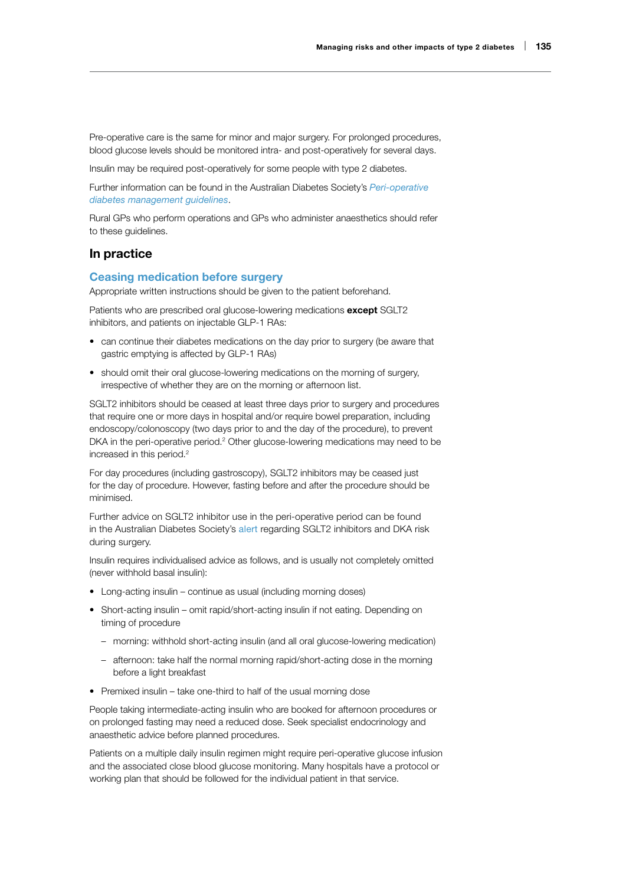Pre-operative care is the same for minor and major surgery. For prolonged procedures, blood glucose levels should be monitored intra- and post-operatively for several days.

Insulin may be required post-operatively for some people with type 2 diabetes.

Further information can be found in the Australian Diabetes Society's *Peri-operative diabetes management guidelines*.

Rural GPs who perform operations and GPs who administer anaesthetics should refer to these guidelines.

## In practice

### Ceasing medication before surgery

Appropriate written instructions should be given to the patient beforehand.

Patients who are prescribed oral glucose-lowering medications **except** SGLT2 inhibitors, and patients on injectable GLP-1 RAs:

- can continue their diabetes medications on the day prior to surgery (be aware that gastric emptying is affected by GLP-1 RAs)
- should omit their oral glucose-lowering medications on the morning of surgery, irrespective of whether they are on the morning or afternoon list.

SGLT2 inhibitors should be ceased at least three days prior to surgery and procedures that require one or more days in hospital and/or require bowel preparation, including endoscopy/colonoscopy (two days prior to and the day of the procedure), to prevent DKA in the peri-operative period.[2] Other glucose-lowering medications may need to be increased in this period.[2]

For day procedures (including gastroscopy), SGLT2 inhibitors may be ceased just for the day of procedure. However, fasting before and after the procedure should be minimised.

Further advice on SGLT2 inhibitor use in the peri-operative period can be found in the Australian Diabetes Society's alert regarding SGLT2 inhibitors and DKA risk during surgery.

Insulin requires individualised advice as follows, and is usually not completely omitted (never withhold basal insulin):

- Long-acting insulin – continue as usual (including morning doses)
- Short-acting insulin – omit rapid/short-acting insulin if not eating. Depending on timing of procedure
  - morning: withhold short-acting insulin (and all oral glucose-lowering medication)
  - afternoon: take half the normal morning rapid/short-acting dose in the morning before a light breakfast
- Premixed insulin – take one-third to half of the usual morning dose

People taking intermediate-acting insulin who are booked for afternoon procedures or on prolonged fasting may need a reduced dose. Seek specialist endocrinology and anaesthetic advice before planned procedures.

Patients on a multiple daily insulin regimen might require peri-operative glucose infusion and the associated close blood glucose monitoring. Many hospitals have a protocol or working plan that should be followed for the individual patient in that service.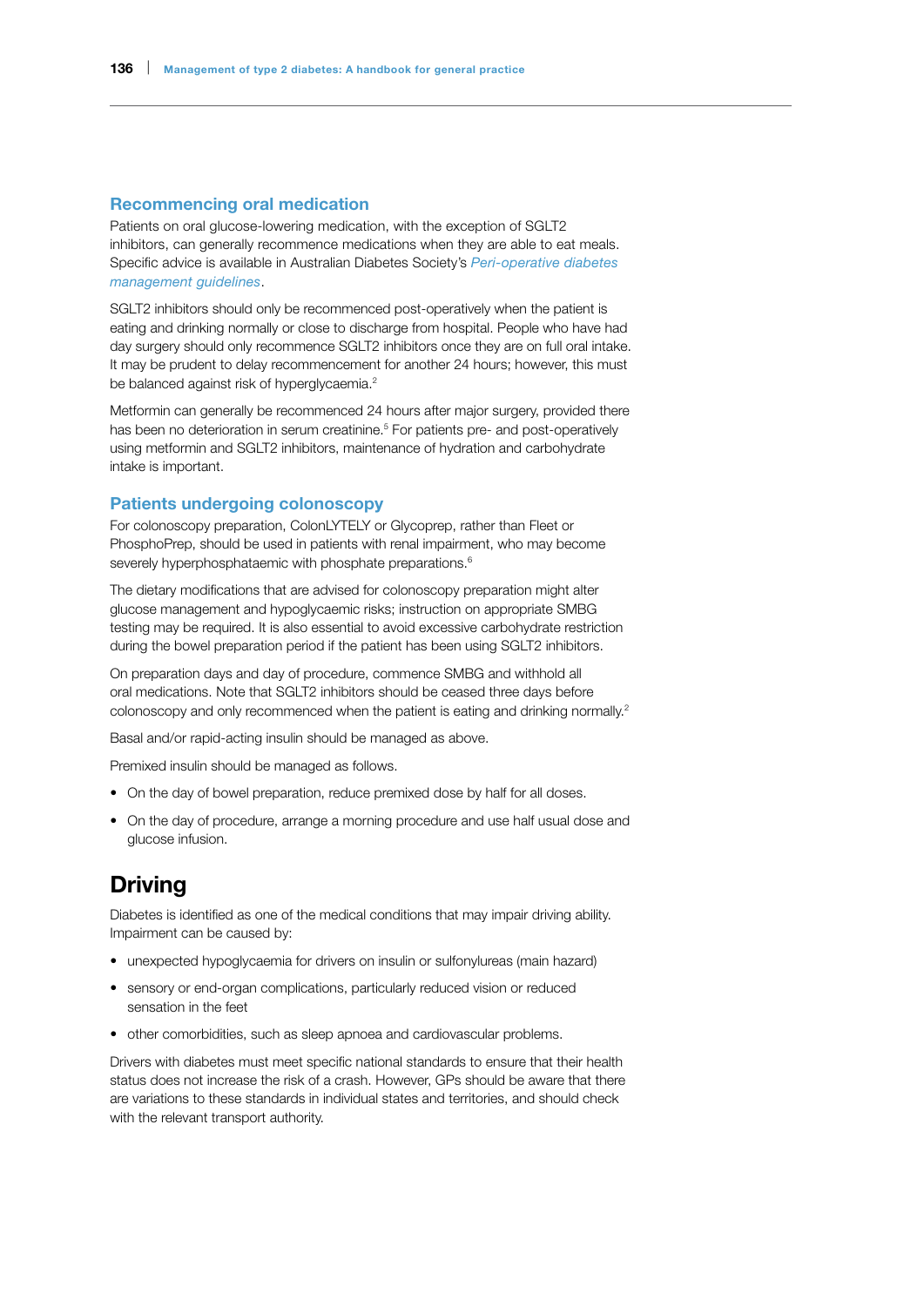### Recommencing oral medication

Patients on oral glucose-lowering medication, with the exception of SGLT2 inhibitors, can generally recommence medications when they are able to eat meals. Specific advice is available in Australian Diabetes Society's *Peri-operative diabetes management guidelines*.

SGLT2 inhibitors should only be recommenced post-operatively when the patient is eating and drinking normally or close to discharge from hospital. People who have had day surgery should only recommence SGLT2 inhibitors once they are on full oral intake. It may be prudent to delay recommencement for another 24 hours; however, this must be balanced against risk of hyperglycaemia.[2]

Metformin can generally be recommenced 24 hours after major surgery, provided there has been no deterioration in serum creatinine.[5] For patients pre- and post-operatively using metformin and SGLT2 inhibitors, maintenance of hydration and carbohydrate intake is important.

### Patients undergoing colonoscopy

For colonoscopy preparation, ColonLYTELY or Glycoprep, rather than Fleet or PhosphoPrep, should be used in patients with renal impairment, who may become severely hyperphosphataemic with phosphate preparations.[6]

The dietary modifications that are advised for colonoscopy preparation might alter glucose management and hypoglycaemic risks; instruction on appropriate SMBG testing may be required. It is also essential to avoid excessive carbohydrate restriction during the bowel preparation period if the patient has been using SGLT2 inhibitors.

On preparation days and day of procedure, commence SMBG and withhold all oral medications. Note that SGLT2 inhibitors should be ceased three days before colonoscopy and only recommenced when the patient is eating and drinking normally.[2]

Basal and/or rapid-acting insulin should be managed as above.

Premixed insulin should be managed as follows.

- On the day of bowel preparation, reduce premixed dose by half for all doses.
- On the day of procedure, arrange a morning procedure and use half usual dose and glucose infusion.

## Driving

Diabetes is identified as one of the medical conditions that may impair driving ability. Impairment can be caused by:

- unexpected hypoglycaemia for drivers on insulin or sulfonylureas (main hazard)
- sensory or end-organ complications, particularly reduced vision or reduced sensation in the feet
- other comorbidities, such as sleep apnoea and cardiovascular problems.

Drivers with diabetes must meet specific national standards to ensure that their health status does not increase the risk of a crash. However, GPs should be aware that there are variations to these standards in individual states and territories, and should check with the relevant transport authority.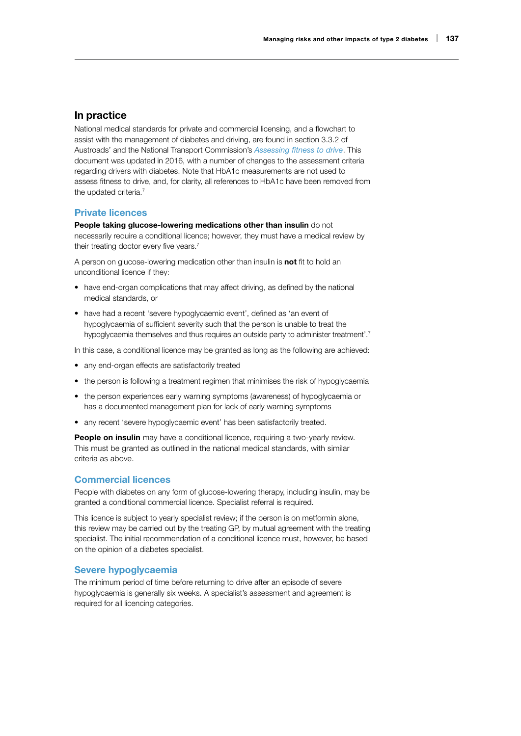## In practice

National medical standards for private and commercial licensing, and a flowchart to assist with the management of diabetes and driving, are found in section 3.3.2 of Austroads' and the National Transport Commission's *Assessing fitness to drive*. This document was updated in 2016, with a number of changes to the assessment criteria regarding drivers with diabetes. Note that HbA1c measurements are not used to assess fitness to drive, and, for clarity, all references to HbA1c have been removed from the updated criteria.[7]

### Private licences

**People taking glucose-lowering medications other than insulin** do not necessarily require a conditional licence; however, they must have a medical review by their treating doctor every five years.[7]

A person on glucose-lowering medication other than insulin is **not** fit to hold an unconditional licence if they:

- have end-organ complications that may affect driving, as defined by the national medical standards, or
- have had a recent 'severe hypoglycaemic event', defined as 'an event of hypoglycaemia of sufficient severity such that the person is unable to treat the hypoglycaemia themselves and thus requires an outside party to administer treatment'.[7]

In this case, a conditional licence may be granted as long as the following are achieved:

- any end-organ effects are satisfactorily treated
- the person is following a treatment regimen that minimises the risk of hypoglycaemia
- the person experiences early warning symptoms (awareness) of hypoglycaemia or has a documented management plan for lack of early warning symptoms
- any recent 'severe hypoglycaemic event' has been satisfactorily treated.

**People on insulin** may have a conditional licence, requiring a two-yearly review. This must be granted as outlined in the national medical standards, with similar criteria as above.

### Commercial licences

People with diabetes on any form of glucose-lowering therapy, including insulin, may be granted a conditional commercial licence. Specialist referral is required.

This licence is subject to yearly specialist review; if the person is on metformin alone, this review may be carried out by the treating GP, by mutual agreement with the treating specialist. The initial recommendation of a conditional licence must, however, be based on the opinion of a diabetes specialist.

### Severe hypoglycaemia

The minimum period of time before returning to drive after an episode of severe hypoglycaemia is generally six weeks. A specialist's assessment and agreement is required for all licencing categories.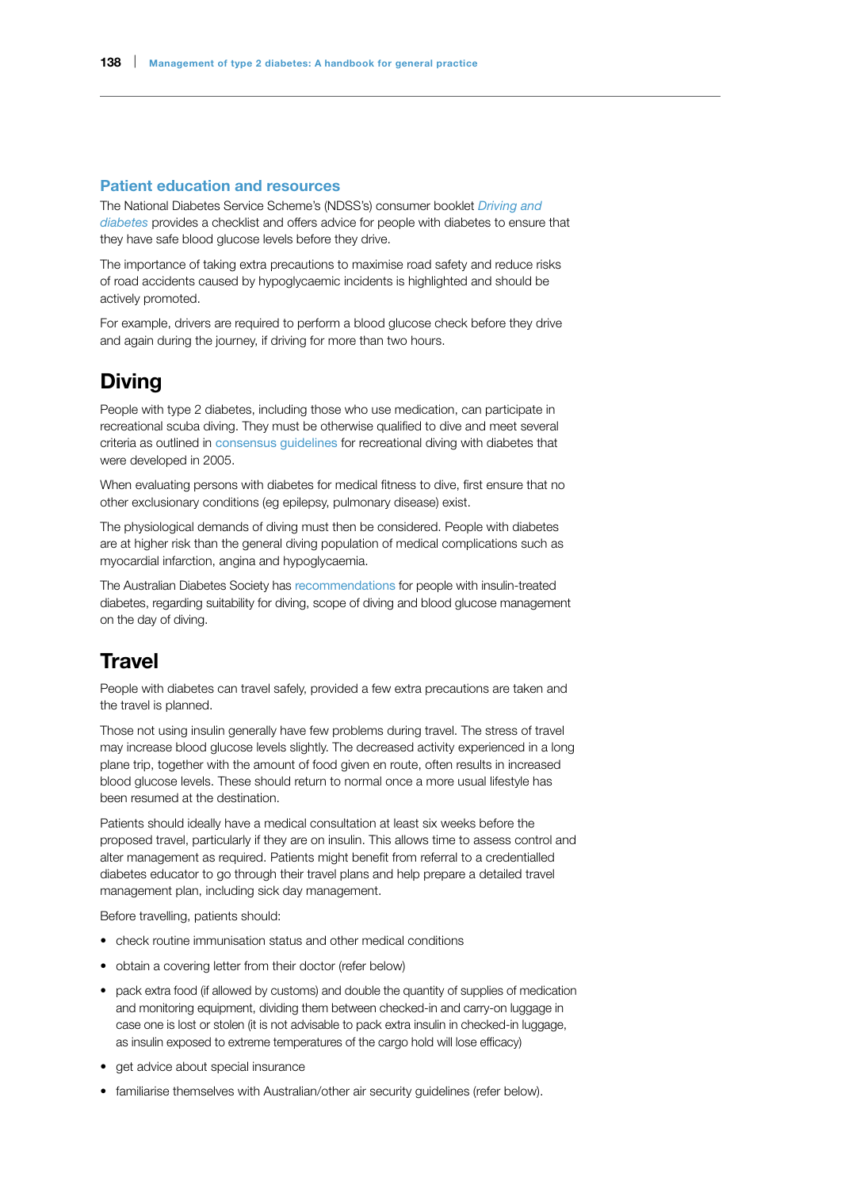### Patient education and resources

The National Diabetes Service Scheme's (NDSS's) consumer booklet *Driving and diabetes* provides a checklist and offers advice for people with diabetes to ensure that they have safe blood glucose levels before they drive.

The importance of taking extra precautions to maximise road safety and reduce risks of road accidents caused by hypoglycaemic incidents is highlighted and should be actively promoted.

For example, drivers are required to perform a blood glucose check before they drive and again during the journey, if driving for more than two hours.

## Diving

People with type 2 diabetes, including those who use medication, can participate in recreational scuba diving. They must be otherwise qualified to dive and meet several criteria as outlined in consensus guidelines for recreational diving with diabetes that were developed in 2005.

When evaluating persons with diabetes for medical fitness to dive, first ensure that no other exclusionary conditions (eg epilepsy, pulmonary disease) exist.

The physiological demands of diving must then be considered. People with diabetes are at higher risk than the general diving population of medical complications such as myocardial infarction, angina and hypoglycaemia.

The Australian Diabetes Society has recommendations for people with insulin-treated diabetes, regarding suitability for diving, scope of diving and blood glucose management on the day of diving.

## Travel

People with diabetes can travel safely, provided a few extra precautions are taken and the travel is planned.

Those not using insulin generally have few problems during travel. The stress of travel may increase blood glucose levels slightly. The decreased activity experienced in a long plane trip, together with the amount of food given en route, often results in increased blood glucose levels. These should return to normal once a more usual lifestyle has been resumed at the destination.

Patients should ideally have a medical consultation at least six weeks before the proposed travel, particularly if they are on insulin. This allows time to assess control and alter management as required. Patients might benefit from referral to a credentialled diabetes educator to go through their travel plans and help prepare a detailed travel management plan, including sick day management.

Before travelling, patients should:

- check routine immunisation status and other medical conditions
- obtain a covering letter from their doctor (refer below)
- pack extra food (if allowed by customs) and double the quantity of supplies of medication and monitoring equipment, dividing them between checked-in and carry-on luggage in case one is lost or stolen (it is not advisable to pack extra insulin in checked-in luggage, as insulin exposed to extreme temperatures of the cargo hold will lose efficacy)
- get advice about special insurance
- familiarise themselves with Australian/other air security guidelines (refer below).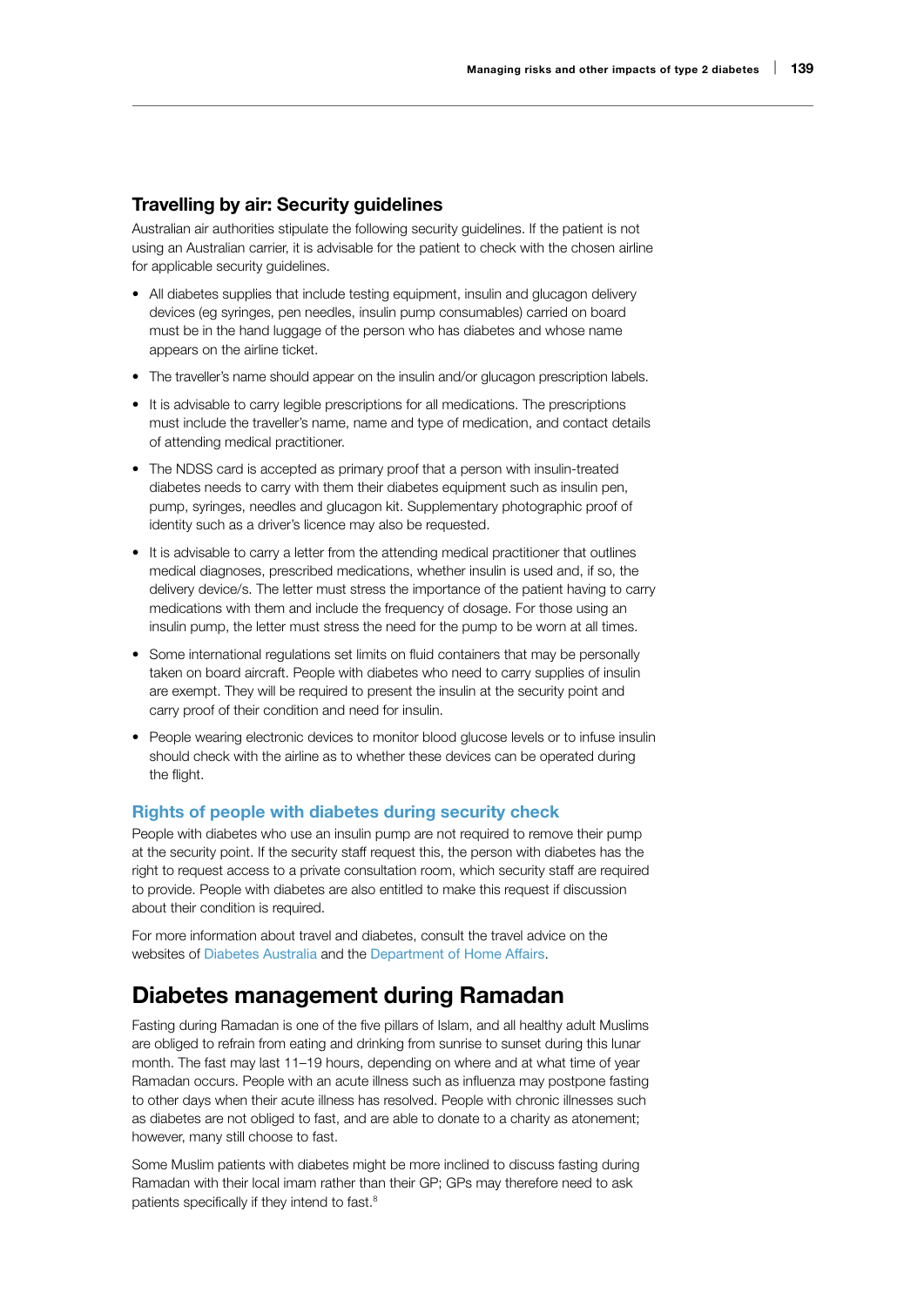### Travelling by air: Security guidelines

Australian air authorities stipulate the following security guidelines. If the patient is not using an Australian carrier, it is advisable for the patient to check with the chosen airline for applicable security guidelines.

- All diabetes supplies that include testing equipment, insulin and glucagon delivery devices (eg syringes, pen needles, insulin pump consumables) carried on board must be in the hand luggage of the person who has diabetes and whose name appears on the airline ticket.
- The traveller's name should appear on the insulin and/or glucagon prescription labels.
- It is advisable to carry legible prescriptions for all medications. The prescriptions must include the traveller's name, name and type of medication, and contact details of attending medical practitioner.
- The NDSS card is accepted as primary proof that a person with insulin-treated diabetes needs to carry with them their diabetes equipment such as insulin pen, pump, syringes, needles and glucagon kit. Supplementary photographic proof of identity such as a driver's licence may also be requested.
- It is advisable to carry a letter from the attending medical practitioner that outlines medical diagnoses, prescribed medications, whether insulin is used and, if so, the delivery device/s. The letter must stress the importance of the patient having to carry medications with them and include the frequency of dosage. For those using an insulin pump, the letter must stress the need for the pump to be worn at all times.
- Some international regulations set limits on fluid containers that may be personally taken on board aircraft. People with diabetes who need to carry supplies of insulin are exempt. They will be required to present the insulin at the security point and carry proof of their condition and need for insulin.
- People wearing electronic devices to monitor blood glucose levels or to infuse insulin should check with the airline as to whether these devices can be operated during the flight.

#### Rights of people with diabetes during security check

People with diabetes who use an insulin pump are not required to remove their pump at the security point. If the security staff request this, the person with diabetes has the right to request access to a private consultation room, which security staff are required to provide. People with diabetes are also entitled to make this request if discussion about their condition is required.

For more information about travel and diabetes, consult the travel advice on the websites of Diabetes Australia and the Department of Home Affairs.

## Diabetes management during Ramadan

Fasting during Ramadan is one of the five pillars of Islam, and all healthy adult Muslims are obliged to refrain from eating and drinking from sunrise to sunset during this lunar month. The fast may last 11–19 hours, depending on where and at what time of year Ramadan occurs. People with an acute illness such as influenza may postpone fasting to other days when their acute illness has resolved. People with chronic illnesses such as diabetes are not obliged to fast, and are able to donate to a charity as atonement; however, many still choose to fast.

Some Muslim patients with diabetes might be more inclined to discuss fasting during Ramadan with their local imam rather than their GP; GPs may therefore need to ask patients specifically if they intend to fast.[8]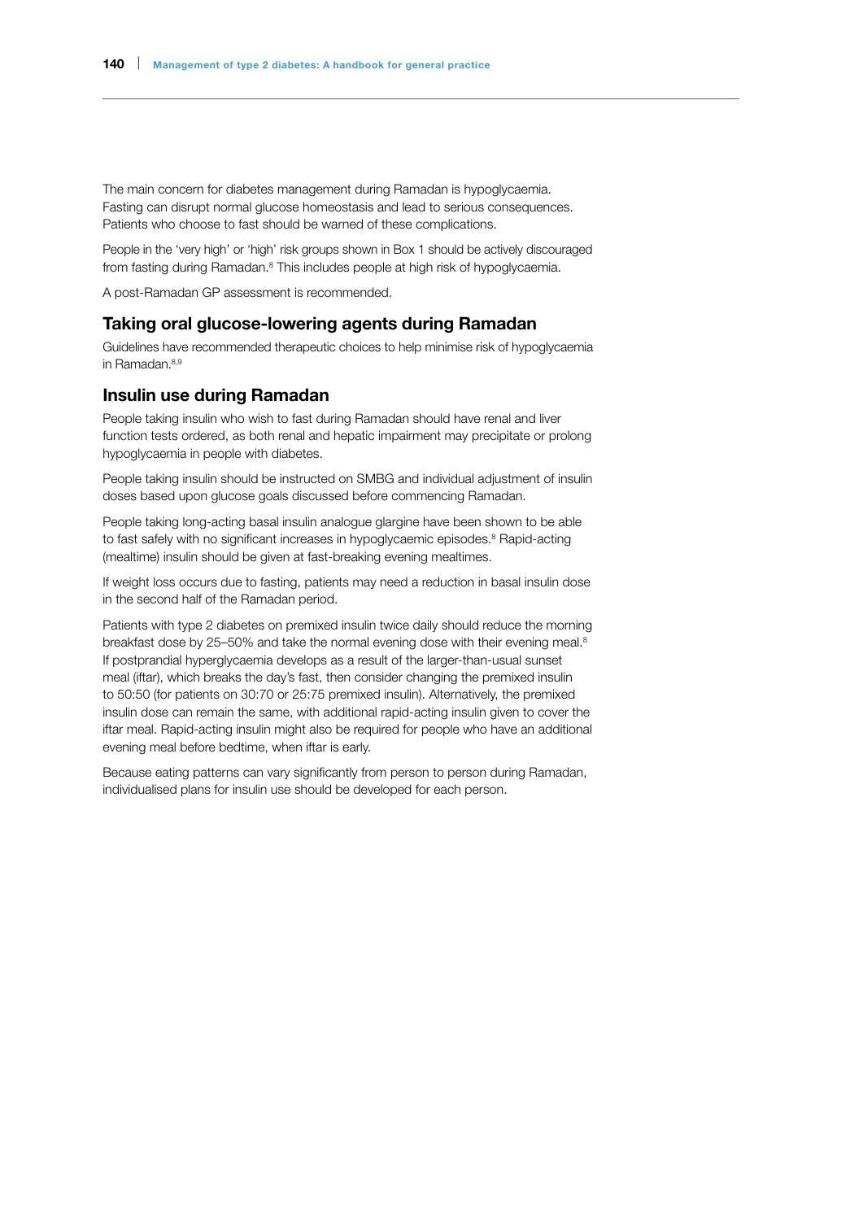The main concern for diabetes management during Ramadan is hypoglycaemia. Fasting can disrupt normal glucose homeostasis and lead to serious consequences. Patients who choose to fast should be warned of these complications.

People in the 'very high' or 'high' risk groups shown in Box 1 should be actively discouraged from fasting during Ramadan.[8] This includes people at high risk of hypoglycaemia.

A post-Ramadan GP assessment is recommended.

## Taking oral glucose-lowering agents during Ramadan

Guidelines have recommended therapeutic choices to help minimise risk of hypoglycaemia in Ramadan.[8,9]

## Insulin use during Ramadan

People taking insulin who wish to fast during Ramadan should have renal and liver function tests ordered, as both renal and hepatic impairment may precipitate or prolong hypoglycaemia in people with diabetes.

People taking insulin should be instructed on SMBG and individual adjustment of insulin doses based upon glucose goals discussed before commencing Ramadan.

People taking long-acting basal insulin analogue glargine have been shown to be able to fast safely with no significant increases in hypoglycaemic episodes.[8] Rapid-acting (mealtime) insulin should be given at fast-breaking evening mealtimes.

If weight loss occurs due to fasting, patients may need a reduction in basal insulin dose in the second half of the Ramadan period.

Patients with type 2 diabetes on premixed insulin twice daily should reduce the morning breakfast dose by 25–50% and take the normal evening dose with their evening meal.[8] If postprandial hyperglycaemia develops as a result of the larger-than-usual sunset meal (iftar), which breaks the day's fast, then consider changing the premixed insulin to 50:50 (for patients on 30:70 or 25:75 premixed insulin). Alternatively, the premixed insulin dose can remain the same, with additional rapid-acting insulin given to cover the iftar meal. Rapid-acting insulin might also be required for people who have an additional evening meal before bedtime, when iftar is early.

Because eating patterns can vary significantly from person to person during Ramadan, individualised plans for insulin use should be developed for each person.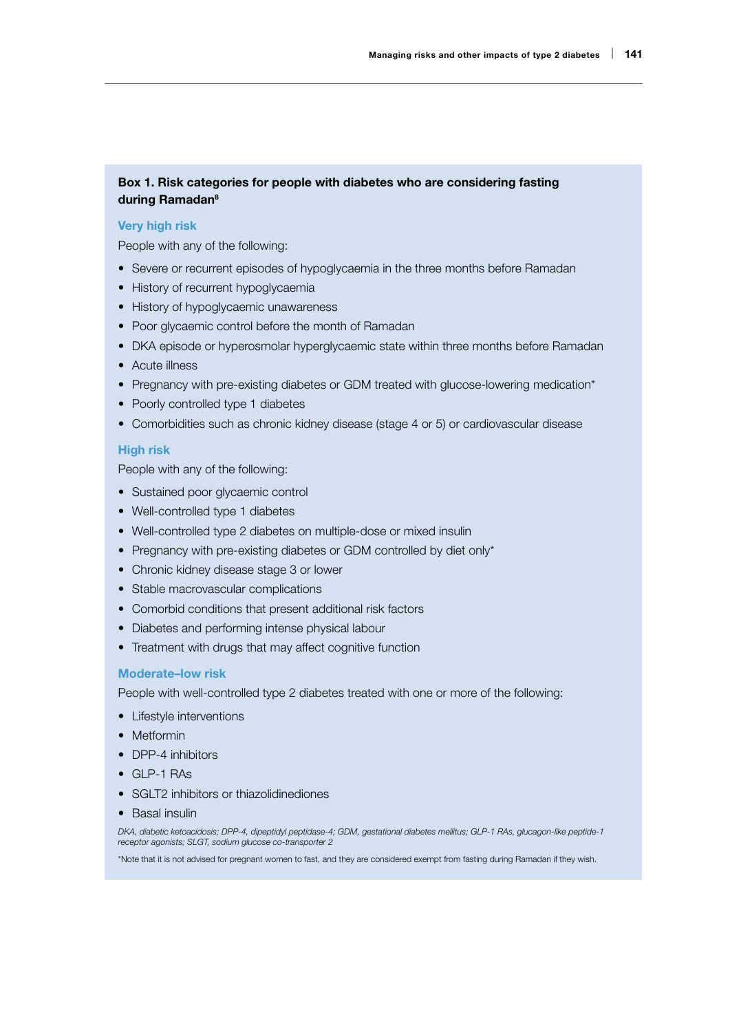## Box 1. Risk categories for people with diabetes who are considering fasting during Ramadan[8]

### Very high risk

People with any of the following:

- Severe or recurrent episodes of hypoglycaemia in the three months before Ramadan
- History of recurrent hypoglycaemia
- History of hypoglycaemic unawareness
- Poor glycaemic control before the month of Ramadan
- DKA episode or hyperosmolar hyperglycaemic state within three months before Ramadan
- Acute illness
- Pregnancy with pre-existing diabetes or GDM treated with glucose-lowering medication*
- Poorly controlled type 1 diabetes
- Comorbidities such as chronic kidney disease (stage 4 or 5) or cardiovascular disease

### High risk

People with any of the following:

- Sustained poor glycaemic control
- Well-controlled type 1 diabetes
- Well-controlled type 2 diabetes on multiple-dose or mixed insulin
- Pregnancy with pre-existing diabetes or GDM controlled by diet only*
- Chronic kidney disease stage 3 or lower
- Stable macrovascular complications
- Comorbid conditions that present additional risk factors
- Diabetes and performing intense physical labour
- Treatment with drugs that may affect cognitive function

### Moderate–low risk

People with well-controlled type 2 diabetes treated with one or more of the following:

- Lifestyle interventions
- Metformin
- DPP-4 inhibitors
- GLP-1 RAs
- SGLT2 inhibitors or thiazolidinediones
- Basal insulin

*DKA, diabetic ketoacidosis; DPP-4, dipeptidyl peptidase-4; GDM, gestational diabetes mellitus; GLP-1 RAs, glucagon-like peptide-1 receptor agonists; SLGT, sodium glucose co-transporter 2*

*Note that it is not advised for pregnant women to fast, and they are considered exempt from fasting during Ramadan if they wish.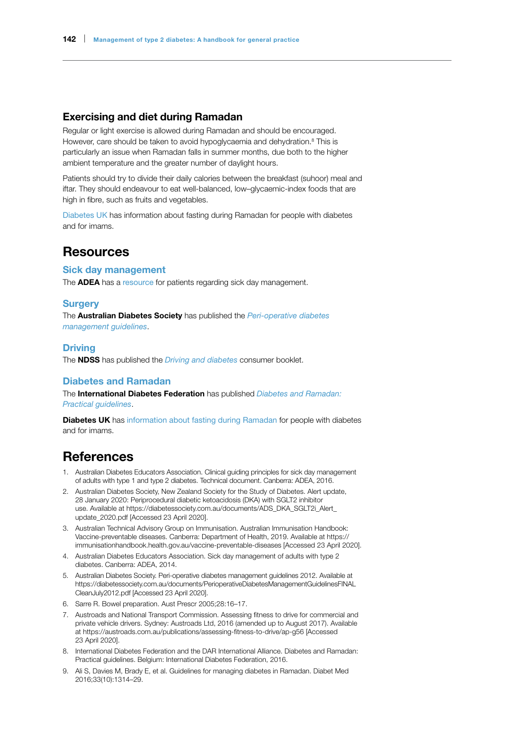### Exercising and diet during Ramadan

Regular or light exercise is allowed during Ramadan and should be encouraged. However, care should be taken to avoid hypoglycaemia and dehydration.[8] This is particularly an issue when Ramadan falls in summer months, due both to the higher ambient temperature and the greater number of daylight hours.

Patients should try to divide their daily calories between the breakfast (suhoor) meal and iftar. They should endeavour to eat well-balanced, low–glycaemic-index foods that are high in fibre, such as fruits and vegetables.

Diabetes UK has information about fasting during Ramadan for people with diabetes and for imams.

## Resources

### Sick day management

The **ADEA** has a resource for patients regarding sick day management.

### Surgery

The **Australian Diabetes Society** has published the *Peri-operative diabetes management guidelines*.

### Driving

The **NDSS** has published the *Driving and diabetes* consumer booklet.

### Diabetes and Ramadan

The **International Diabetes Federation** has published *Diabetes and Ramadan: Practical guidelines*.

**Diabetes UK** has information about fasting during Ramadan for people with diabetes and for imams.

## References

1. Australian Diabetes Educators Association. Clinical guiding principles for sick day management of adults with type 1 and type 2 diabetes. Technical document. Canberra: ADEA, 2016.
2. Australian Diabetes Society, New Zealand Society for the Study of Diabetes. Alert update, 28 January 2020: Periprocedural diabetic ketoacidosis (DKA) with SGLT2 inhibitor use. Available at https://diabetessociety.com.au/documents/ADS_DKA_SGLT2i_Alert_update_2020.pdf [Accessed 23 April 2020].
3. Australian Technical Advisory Group on Immunisation. Australian Immunisation Handbook: Vaccine-preventable diseases. Canberra: Department of Health, 2019. Available at https://immunisationhandbook.health.gov.au/vaccine-preventable-diseases [Accessed 23 April 2020].
4. Australian Diabetes Educators Association. Sick day management of adults with type 2 diabetes. Canberra: ADEA, 2014.
5. Australian Diabetes Society. Peri-operative diabetes management guidelines 2012. Available at https://diabetessociety.com.au/documents/PerioperativeDiabetesManagementGuidelinesFINALCleanJuly2012.pdf [Accessed 23 April 2020].
6. Sarre R. Bowel preparation. Aust Prescr 2005;28:16–17.
7. Austroads and National Transport Commission. Assessing fitness to drive for commercial and private vehicle drivers. Sydney: Austroads Ltd, 2016 (amended up to August 2017). Available at https://austroads.com.au/publications/assessing-fitness-to-drive/ap-g56 [Accessed 23 April 2020].
8. International Diabetes Federation and the DAR International Alliance. Diabetes and Ramadan: Practical guidelines. Belgium: International Diabetes Federation, 2016.
9. Ali S, Davies M, Brady E, et al. Guidelines for managing diabetes in Ramadan. Diabet Med 2016;33(10):1314–29.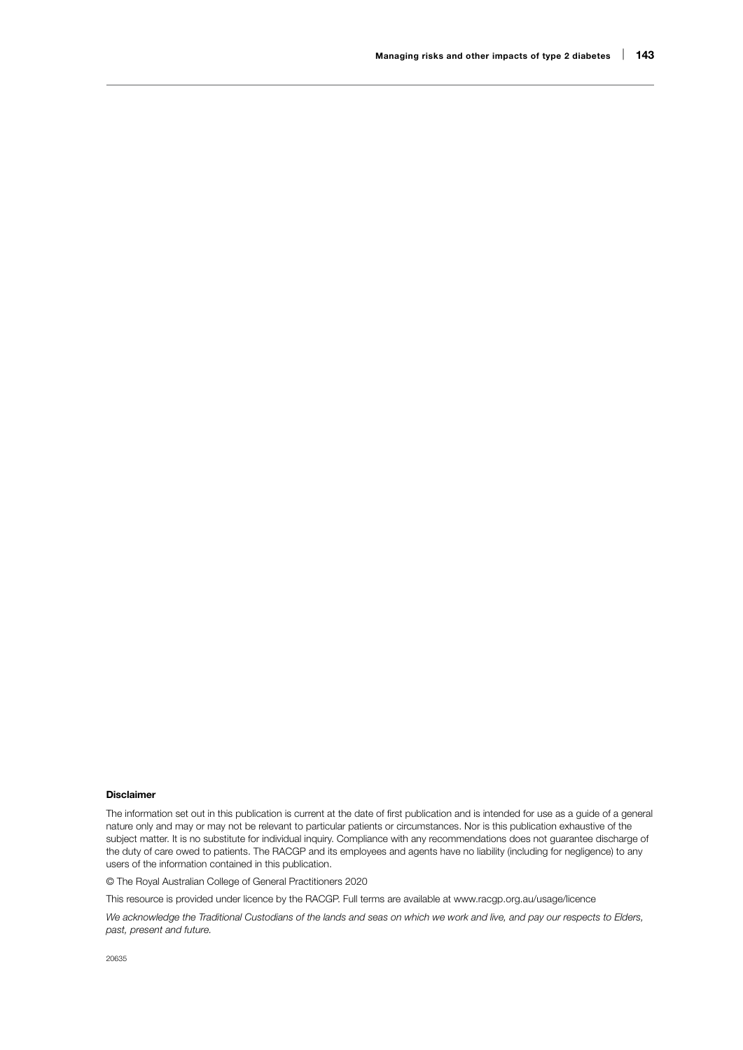**Disclaimer**

The information set out in this publication is current at the date of first publication and is intended for use as a guide of a general nature only and may or may not be relevant to particular patients or circumstances. Nor is this publication exhaustive of the subject matter. It is no substitute for individual inquiry. Compliance with any recommendations does not guarantee discharge of the duty of care owed to patients. The RACGP and its employees and agents have no liability (including for negligence) to any users of the information contained in this publication.

© The Royal Australian College of General Practitioners 2020

This resource is provided under licence by the RACGP. Full terms are available at www.racgp.org.au/usage/licence

*We acknowledge the Traditional Custodians of the lands and seas on which we work and live, and pay our respects to Elders, past, present and future.*

20635